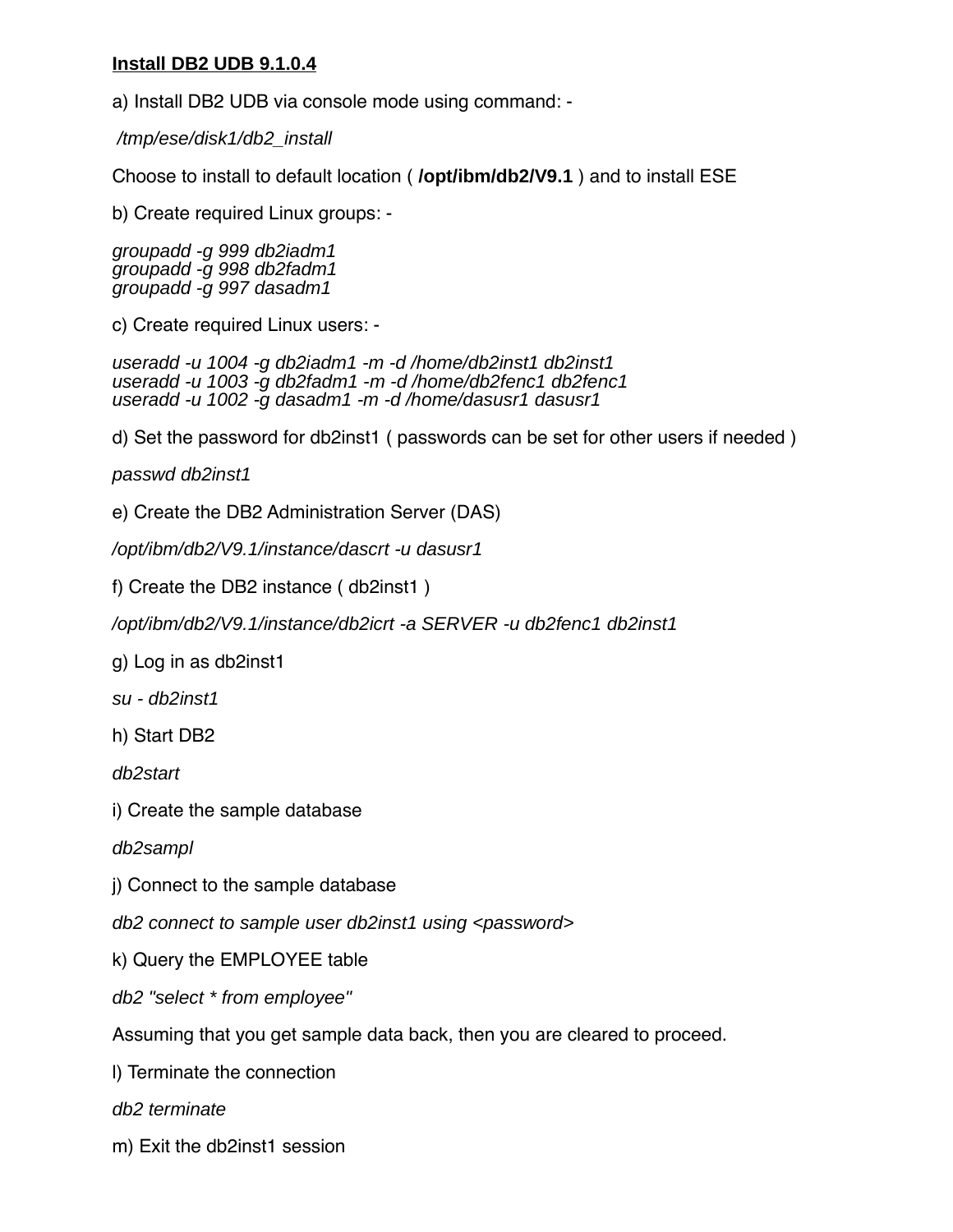**Install DB2 UDB 9.1.0.4**

a) Install DB2 UDB via console mode using command: -

*/tmp/ese/disk1/db2_install*

Choose to install to default location ( **/opt/ibm/db2/V9.1** ) and to install ESE

b) Create required Linux groups: -

*groupadd -g 999 db2iadm1*
*groupadd -g 998 db2fadm1*
*groupadd -g 997 dasadm1*

c) Create required Linux users: -

*useradd -u 1004 -g db2iadm1 -m -d /home/db2inst1 db2inst1*
*useradd -u 1003 -g db2fadm1 -m -d /home/db2fenc1 db2fenc1*
*useradd -u 1002 -g dasadm1 -m -d /home/dasusr1 dasusr1*

d) Set the password for db2inst1 ( passwords can be set for other users if needed )

*passwd db2inst1*

e) Create the DB2 Administration Server (DAS)

*/opt/ibm/db2/V9.1/instance/dascrt -u dasusr1*

f) Create the DB2 instance ( db2inst1 )

*/opt/ibm/db2/V9.1/instance/db2icrt -a SERVER -u db2fenc1 db2inst1*

g) Log in as db2inst1

*su - db2inst1*

h) Start DB2

*db2start*

i) Create the sample database

*db2sampl*

j) Connect to the sample database

*db2 connect to sample user db2inst1 using <password>*

k) Query the EMPLOYEE table

*db2 "select * from employee"*

Assuming that you get sample data back, then you are cleared to proceed.

l) Terminate the connection

*db2 terminate*

m) Exit the db2inst1 session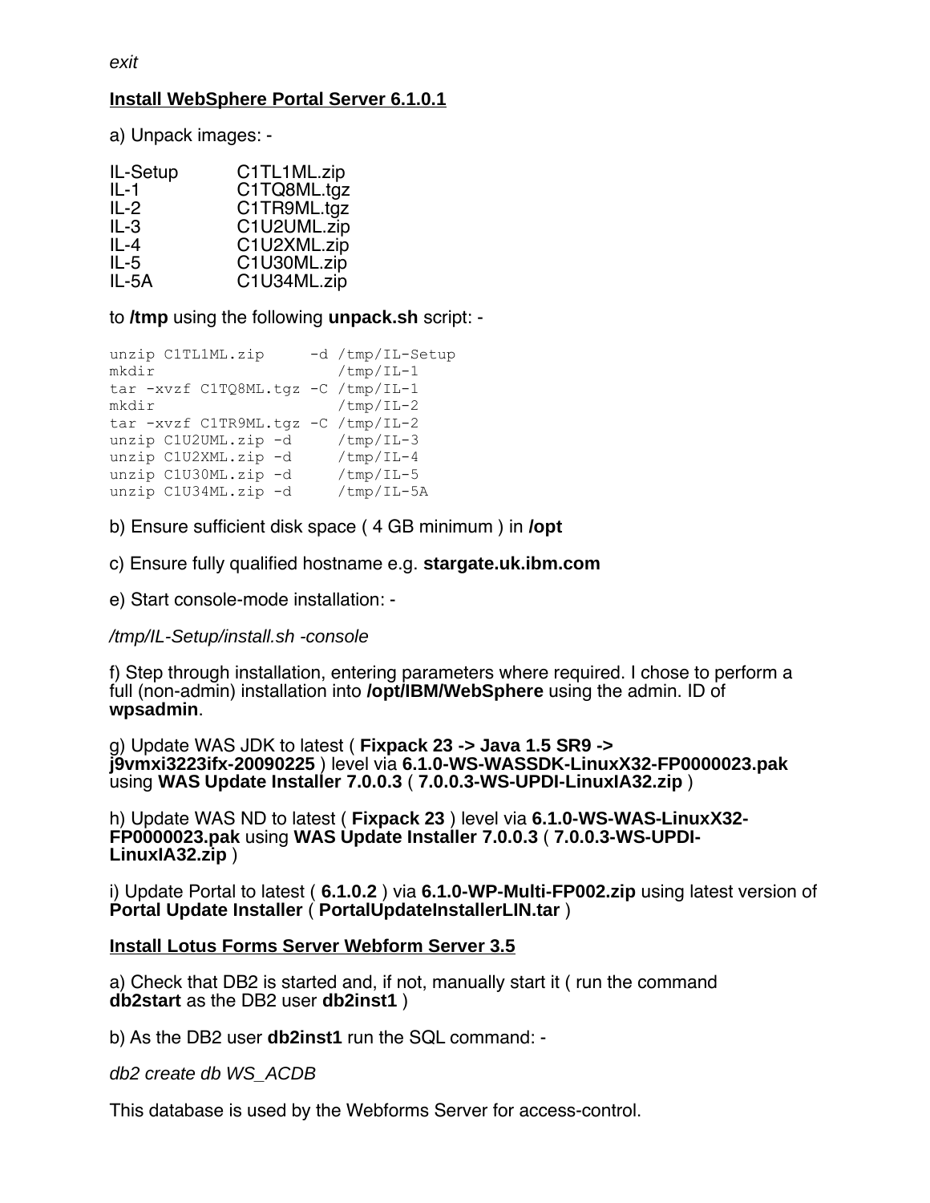*exit*

## Install WebSphere Portal Server 6.1.0.1

a) Unpack images: -

| | |
|---|---|
| IL-Setup | C1TL1ML.zip |
| IL-1 | C1TQ8ML.tgz |
| IL-2 | C1TR9ML.tgz |
| IL-3 | C1U2UML.zip |
| IL-4 | C1U2XML.zip |
| IL-5 | C1U30ML.zip |
| IL-5A | C1U34ML.zip |

to **/tmp** using the following **unpack.sh** script: -

```
unzip C1TL1ML.zip     -d /tmp/IL-Setup
mkdir                    /tmp/IL-1
tar -xvzf C1TQ8ML.tgz -C /tmp/IL-1
mkdir                    /tmp/IL-2
tar -xvzf C1TR9ML.tgz -C /tmp/IL-2
unzip C1U2UML.zip -d     /tmp/IL-3
unzip C1U2XML.zip -d     /tmp/IL-4
unzip C1U30ML.zip -d     /tmp/IL-5
unzip C1U34ML.zip -d     /tmp/IL-5A
```

b) Ensure sufficient disk space ( 4 GB minimum ) in **/opt**

c) Ensure fully qualified hostname e.g. **stargate.uk.ibm.com**

e) Start console-mode installation: -

*/tmp/IL-Setup/install.sh -console*

f) Step through installation, entering parameters where required. I chose to perform a full (non-admin) installation into **/opt/IBM/WebSphere** using the admin. ID of **wpsadmin**.

g) Update WAS JDK to latest ( **Fixpack 23 -> Java 1.5 SR9 -> j9vmxi3223ifx-20090225** ) level via **6.1.0-WS-WASSDK-LinuxX32-FP0000023.pak** using **WAS Update Installer 7.0.0.3** ( **7.0.0.3-WS-UPDI-LinuxIA32.zip** )

h) Update WAS ND to latest ( **Fixpack 23** ) level via **6.1.0-WS-WAS-LinuxX32-FP0000023.pak** using **WAS Update Installer 7.0.0.3** ( **7.0.0.3-WS-UPDI-LinuxIA32.zip** )

i) Update Portal to latest ( **6.1.0.2** ) via **6.1.0-WP-Multi-FP002.zip** using latest version of **Portal Update Installer** ( **PortalUpdateInstallerLIN.tar** )

## Install Lotus Forms Server Webform Server 3.5

a) Check that DB2 is started and, if not, manually start it ( run the command **db2start** as the DB2 user **db2inst1** )

b) As the DB2 user **db2inst1** run the SQL command: -

*db2 create db WS_ACDB*

This database is used by the Webforms Server for access-control.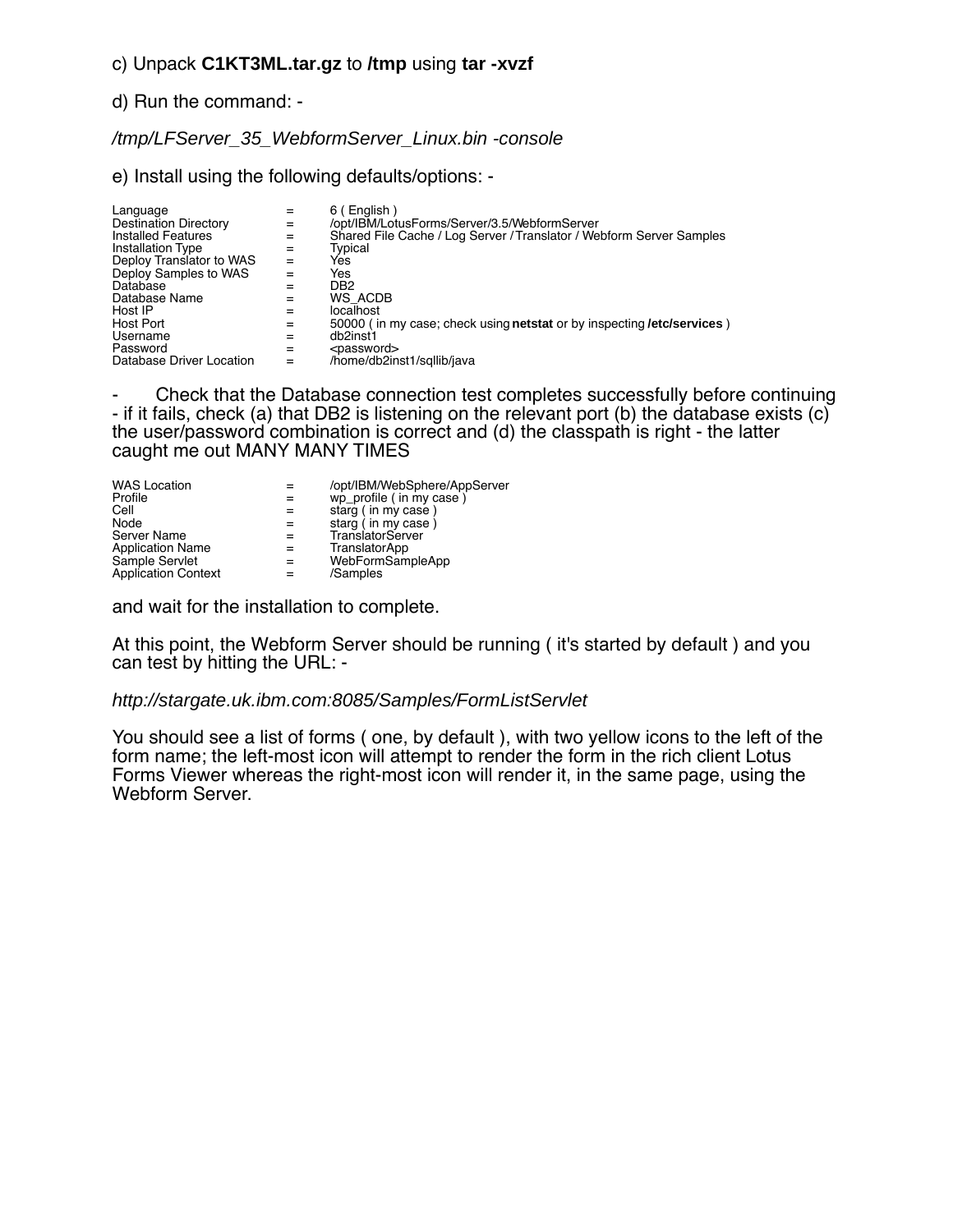c) Unpack **C1KT3ML.tar.gz** to **/tmp** using **tar -xvzf**

d) Run the command: -

*/tmp/LFServer_35_WebformServer_Linux.bin -console*

e) Install using the following defaults/options: -

| | | |
|---|---|---|
| Language | = | 6 ( English ) |
| Destination Directory | = | /opt/IBM/LotusForms/Server/3.5/WebformServer |
| Installed Features | = | Shared File Cache / Log Server / Translator / Webform Server Samples |
| Installation Type | = | Typical |
| Deploy Translator to WAS | = | Yes |
| Deploy Samples to WAS | = | Yes |
| Database | = | DB2 |
| Database Name | = | WS_ACDB |
| Host IP | = | localhost |
| Host Port | = | 50000 ( in my case; check using **netstat** or by inspecting **/etc/services** ) |
| Username | = | db2inst1 |
| Password | = | <password> |
| Database Driver Location | = | /home/db2inst1/sqllib/java |

- Check that the Database connection test completes successfully before continuing - if it fails, check (a) that DB2 is listening on the relevant port (b) the database exists (c) the user/password combination is correct and (d) the classpath is right - the latter caught me out MANY MANY TIMES

| | | |
|---|---|---|
| WAS Location | = | /opt/IBM/WebSphere/AppServer |
| Profile | = | wp_profile ( in my case ) |
| Cell | = | starg ( in my case ) |
| Node | = | starg ( in my case ) |
| Server Name | = | TranslatorServer |
| Application Name | = | TranslatorApp |
| Sample Servlet | = | WebFormSampleApp |
| Application Context | = | /Samples |

and wait for the installation to complete.

At this point, the Webform Server should be running ( it's started by default ) and you can test by hitting the URL: -

*http://stargate.uk.ibm.com:8085/Samples/FormListServlet*

You should see a list of forms ( one, by default ), with two yellow icons to the left of the form name; the left-most icon will attempt to render the form in the rich client Lotus Forms Viewer whereas the right-most icon will render it, in the same page, using the Webform Server.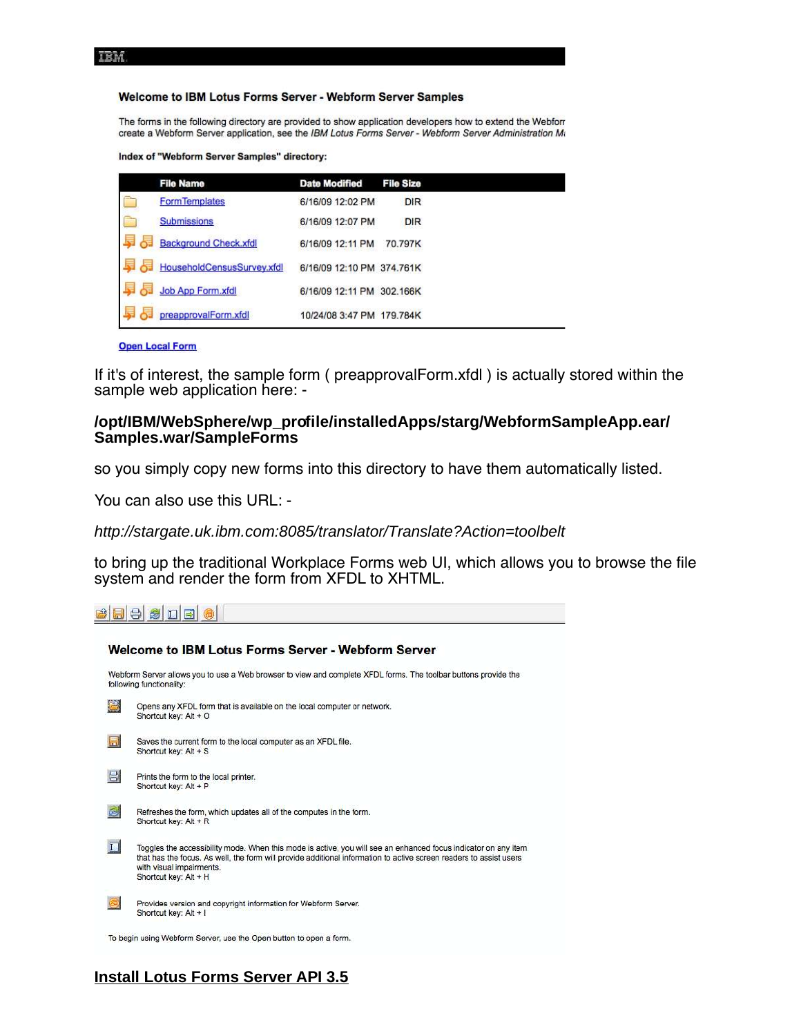**Welcome to IBM Lotus Forms Server - Webform Server Samples**

The forms in the following directory are provided to show application developers how to extend the Webforr create a Webform Server application, see the *IBM Lotus Forms Server - Webform Server Administration M*

**Index of "Webform Server Samples" directory:**

| File Name | Date Modified | File Size |
|---|---|---|
| FormTemplates | 6/16/09 12:02 PM | DIR |
| Submissions | 6/16/09 12:07 PM | DIR |
| Background Check.xfdl | 6/16/09 12:11 PM | 70.797K |
| HouseholdCensusSurvey.xfdl | 6/16/09 12:10 PM | 374.761K |
| Job App Form.xfdl | 6/16/09 12:11 PM | 302.166K |
| preapprovalForm.xfdl | 10/24/08 3:47 PM | 179.784K |

**Open Local Form**

If it's of interest, the sample form ( preapprovalForm.xfdl ) is actually stored within the sample web application here: -

**/opt/IBM/WebSphere/wp_profile/installedApps/starg/WebformSampleApp.ear/Samples.war/SampleForms**

so you simply copy new forms into this directory to have them automatically listed.

You can also use this URL: -

*http://stargate.uk.ibm.com:8085/translator/Translate?Action=toolbelt*

to bring up the traditional Workplace Forms web UI, which allows you to browse the file system and render the form from XFDL to XHTML.

**Welcome to IBM Lotus Forms Server - Webform Server**

Webform Server allows you to use a Web browser to view and complete XFDL forms. The toolbar buttons provide the following functionality:

- Opens any XFDL form that is available on the local computer or network.
  Shortcut key: Alt + O
- Saves the current form to the local computer as an XFDL file.
  Shortcut key: Alt + S
- Prints the form to the local printer.
  Shortcut key: Alt + P
- Refreshes the form, which updates all of the computes in the form.
  Shortcut key: Alt + R
- Toggles the accessibility mode. When this mode is active, you will see an enhanced focus indicator on any item that has the focus. As well, the form will provide additional information to active screen readers to assist users with visual impairments.
  Shortcut key: Alt + H
- Provides version and copyright information for Webform Server.
  Shortcut key: Alt + I

To begin using Webform Server, use the Open button to open a form.

## Install Lotus Forms Server API 3.5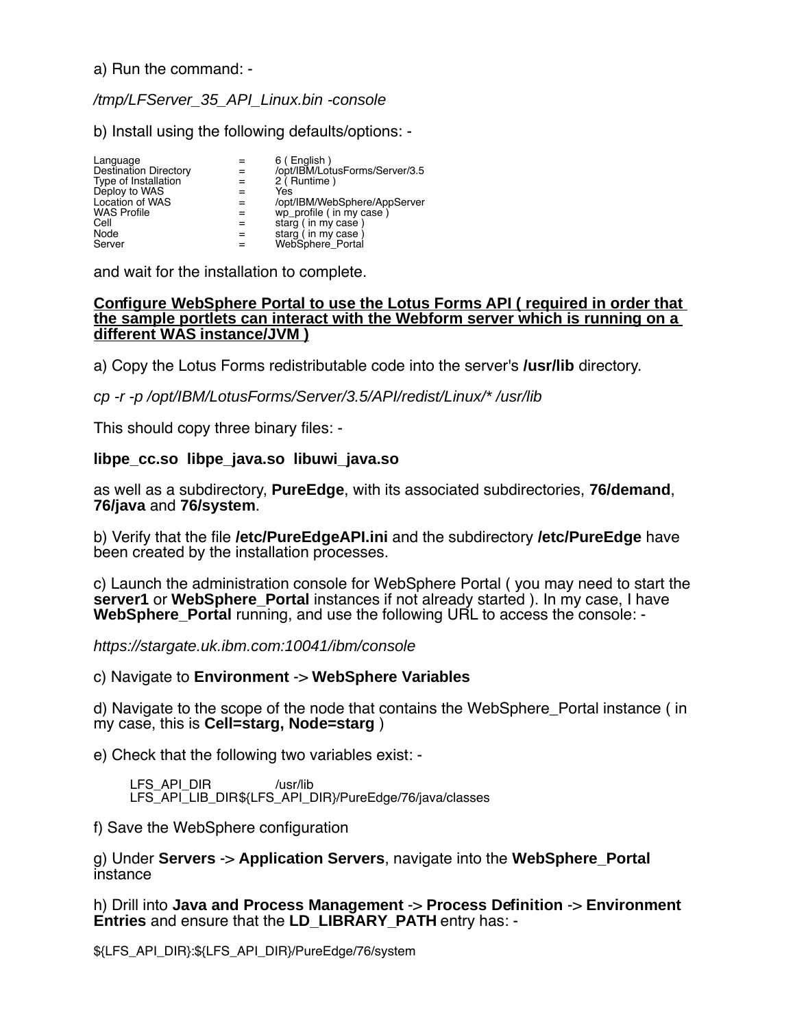a) Run the command: -

*/tmp/LFServer_35_API_Linux.bin -console*

b) Install using the following defaults/options: -

```
Language                =    6 ( English )
Destination Directory   =    /opt/IBM/LotusForms/Server/3.5
Type of Installation    =    2 ( Runtime )
Deploy to WAS           =    Yes
Location of WAS         =    /opt/IBM/WebSphere/AppServer
WAS Profile             =    wp_profile ( in my case )
Cell                    =    starg ( in my case )
Node                    =    starg ( in my case )
Server                  =    WebSphere_Portal
```

and wait for the installation to complete.

**Configure WebSphere Portal to use the Lotus Forms API ( required in order that the sample portlets can interact with the Webform server which is running on a different WAS instance/JVM )**

a) Copy the Lotus Forms redistributable code into the server's **/usr/lib** directory.

*cp -r -p /opt/IBM/LotusForms/Server/3.5/API/redist/Linux/* /usr/lib*

This should copy three binary files: -

**libpe_cc.so  libpe_java.so  libuwi_java.so**

as well as a subdirectory, **PureEdge**, with its associated subdirectories, **76/demand**, **76/java** and **76/system**.

b) Verify that the file **/etc/PureEdgeAPI.ini** and the subdirectory **/etc/PureEdge** have been created by the installation processes.

c) Launch the administration console for WebSphere Portal ( you may need to start the **server1** or **WebSphere_Portal** instances if not already started ). In my case, I have **WebSphere_Portal** running, and use the following URL to access the console: -

*https://stargate.uk.ibm.com:10041/ibm/console*

c) Navigate to **Environment** -> **WebSphere Variables**

d) Navigate to the scope of the node that contains the WebSphere_Portal instance ( in my case, this is **Cell=starg, Node=starg** )

e) Check that the following two variables exist: -

```
LFS_API_DIR          /usr/lib
LFS_API_LIB_DIR${LFS_API_DIR}/PureEdge/76/java/classes
```

f) Save the WebSphere configuration

g) Under **Servers** -> **Application Servers**, navigate into the **WebSphere_Portal** instance

h) Drill into **Java and Process Management** -> **Process Definition** -> **Environment Entries** and ensure that the **LD_LIBRARY_PATH** entry has: -

${LFS_API_DIR}:${LFS_API_DIR}/PureEdge/76/system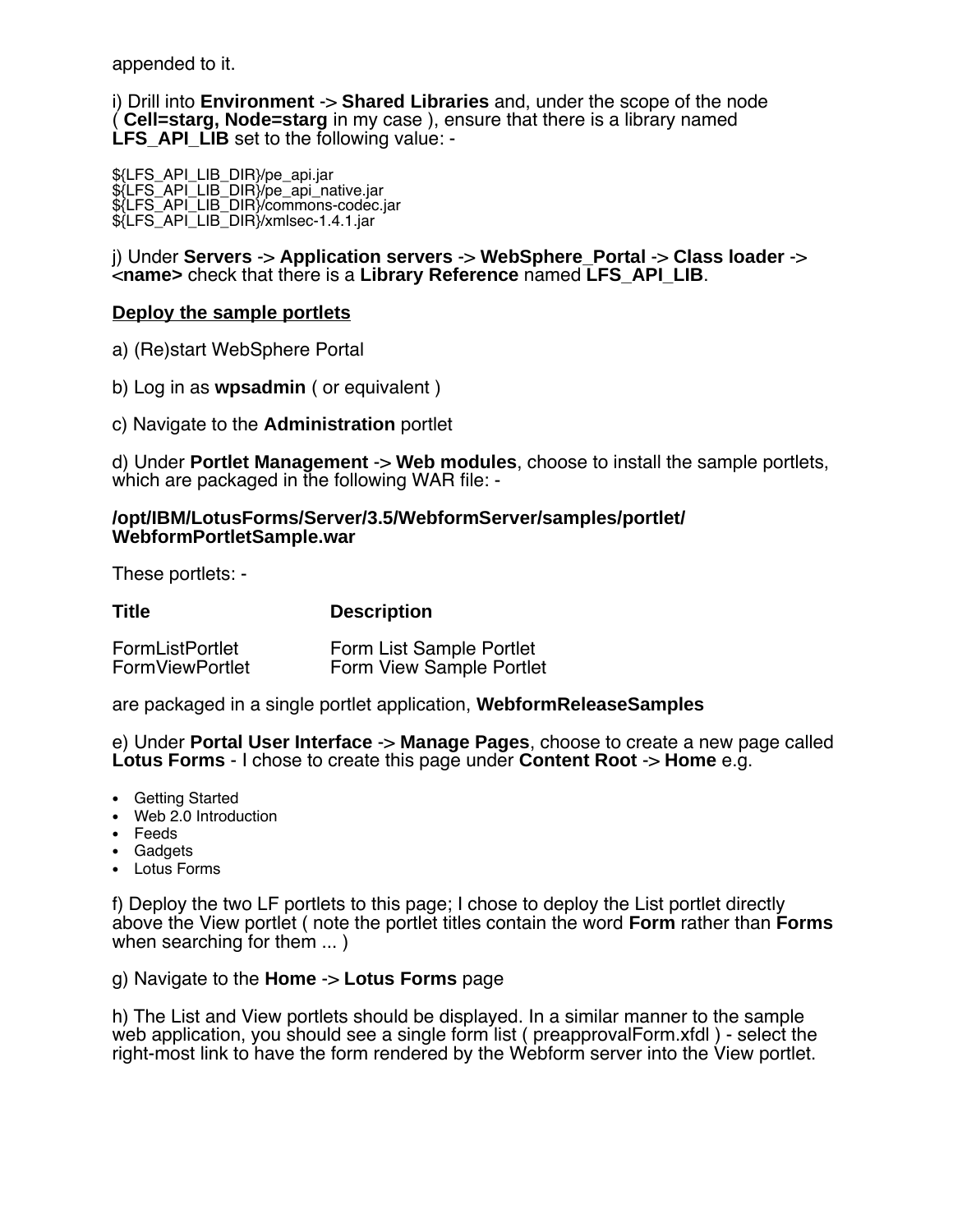appended to it.

i) Drill into **Environment** -> **Shared Libraries** and, under the scope of the node ( **Cell=starg, Node=starg** in my case ), ensure that there is a library named **LFS_API_LIB** set to the following value: -

```
${LFS_API_LIB_DIR}/pe_api.jar
${LFS_API_LIB_DIR}/pe_api_native.jar
${LFS_API_LIB_DIR}/commons-codec.jar
${LFS_API_LIB_DIR}/xmlsec-1.4.1.jar
```

j) Under **Servers** -> **Application servers** -> **WebSphere_Portal** -> **Class loader** -> **<name>** check that there is a **Library Reference** named **LFS_API_LIB**.

**Deploy the sample portlets**

a) (Re)start WebSphere Portal

b) Log in as **wpsadmin** ( or equivalent )

c) Navigate to the **Administration** portlet

d) Under **Portlet Management** -> **Web modules**, choose to install the sample portlets, which are packaged in the following WAR file: -

**/opt/IBM/LotusForms/Server/3.5/WebformServer/samples/portlet/WebformPortletSample.war**

These portlets: -

| Title | Description |
|---|---|
| FormListPortlet | Form List Sample Portlet |
| FormViewPortlet | Form View Sample Portlet |

are packaged in a single portlet application, **WebformReleaseSamples**

e) Under **Portal User Interface** -> **Manage Pages**, choose to create a new page called **Lotus Forms** - I chose to create this page under **Content Root** -> **Home** e.g.

- Getting Started
- Web 2.0 Introduction
- Feeds
- Gadgets
- Lotus Forms

f) Deploy the two LF portlets to this page; I chose to deploy the List portlet directly above the View portlet ( note the portlet titles contain the word **Form** rather than **Forms** when searching for them ... )

g) Navigate to the **Home** -> **Lotus Forms** page

h) The List and View portlets should be displayed. In a similar manner to the sample web application, you should see a single form list ( preapprovalForm.xfdl ) - select the right-most link to have the form rendered by the Webform server into the View portlet.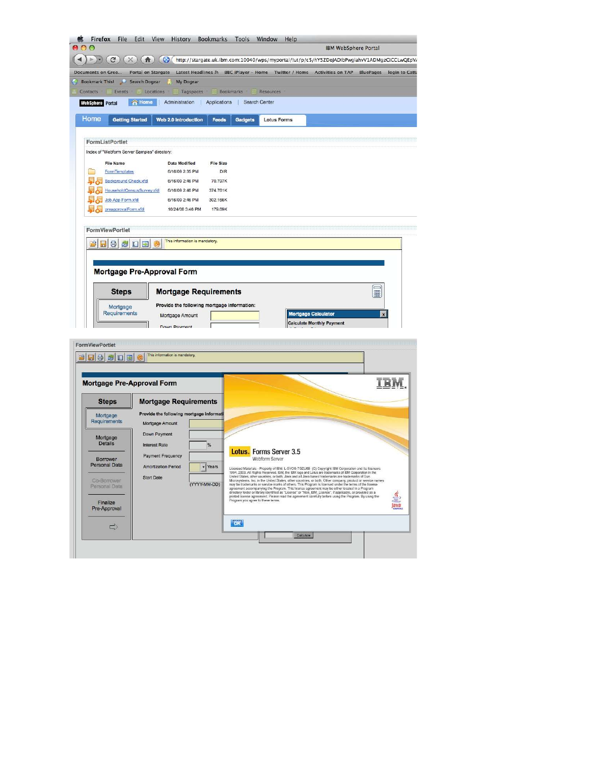Firefox File Edit View History Bookmarks Tools Window Help

IBM WebSphere Portal

http://stargate.uk.ibm.com:10040/wps/myportal/!ut/p/c5/hY5ZDoJADIbPwglahvV1ADMgzCICCLwQEpV

Documents on Gree... Portal on Stargate Latest Headlines BBC iPlayer - Home Twitter / Home Activities on TAP BluePages login to Catt

Bookmark This! Search Dogear My Dogear

Contacts Events Locations Tagspaces Bookmarks Resources

WebSphere Portal | Home | Administration | Applications | Search Center

Home | Getting Started | Web 2.0 Introduction | Feeds | Gadgets | Lotus Forms

**FormListPortlet**

Index of "Webform Server Samples" directory:

| File Name | Date Modified | File Size |
| --- | --- | --- |
| FormTemplates | 6/16/09 2:35 PM | DIR |
| Background Check.xfdl | 6/16/09 2:46 PM | 70.797K |
| HouseholdCensusSurvey.xfdl | 6/16/09 2:46 PM | 374.761K |
| Job App Form.xfdl | 6/16/09 2:46 PM | 302.166K |
| preapprovalForm.xfdl | 10/24/08 3:46 PM | 179.69K |

**FormViewPortlet**

This information is mandatory.

## Mortgage Pre-Approval Form

**Steps** | **Mortgage Requirements**

Mortgage Requirements

Provide the following mortgage information:

Mortgage Amount

Down Payment

Mortgage Calculator

Calculate Monthly Payment

**FormViewPortlet**

This information is mandatory.

## Mortgage Pre-Approval Form

**Steps** | **Mortgage Requirements**

Mortgage Requirements

Mortgage Details

Borrower Personal Data

Co-Borrower Personal Data

Finalize Pre-Approval

Provide the following mortgage informati

Mortgage Amount

Down Payment

Interest Rate %

Payment Frequency

Amortization Period Years

Start Date (YYYY-MM-DD)

Calculate

IBM

Lotus. Forms Server 3.5

Webform Server

Licensed Materials - Property of IBM. L-SYOG-7GZU6B (C) Copyright IBM Corporation and its licensors 1994, 2008. All Rights Reserved. IBM, the IBM logo and Lotus are trademarks of IBM Corporation in the United States, other countries, or both. Java and all Java-based trademarks are trademarks of Sun Microsystems, Inc. in the United States, other countries, or both. Other company, product or service names may be trademarks or service marks of others. This Program is licensed under the terms of the license agreement accompanying the Program. This license agreement may be either located in a Program directory folder or library identified as "License" or "Non_IBM_License", if applicable, or provided as a printed license agreement. Please read the agreement carefully before using the Program. By using the Program you agree to these terms.

OK